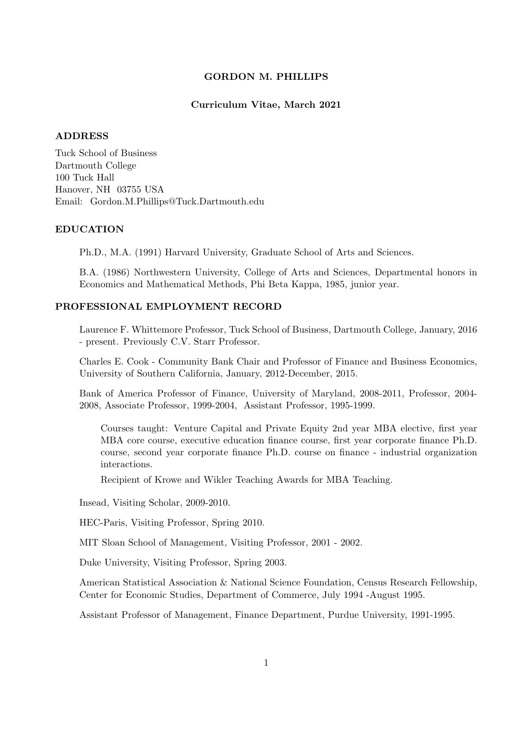# GORDON M. PHILLIPS

**Curriculum Vitae, March 2021**

## ADDRESS

Tuck School of Business
Dartmouth College
100 Tuck Hall
Hanover, NH 03755 USA
Email: Gordon.M.Phillips@Tuck.Dartmouth.edu

## EDUCATION

Ph.D., M.A. (1991) Harvard University, Graduate School of Arts and Sciences.

B.A. (1986) Northwestern University, College of Arts and Sciences, Departmental honors in Economics and Mathematical Methods, Phi Beta Kappa, 1985, junior year.

## PROFESSIONAL EMPLOYMENT RECORD

Laurence F. Whittemore Professor, Tuck School of Business, Dartmouth College, January, 2016 - present. Previously C.V. Starr Professor.

Charles E. Cook - Community Bank Chair and Professor of Finance and Business Economics, University of Southern California, January, 2012-December, 2015.

Bank of America Professor of Finance, University of Maryland, 2008-2011, Professor, 2004-2008, Associate Professor, 1999-2004, Assistant Professor, 1995-1999.

> Courses taught: Venture Capital and Private Equity 2nd year MBA elective, first year MBA core course, executive education finance course, first year corporate finance Ph.D. course, second year corporate finance Ph.D. course on finance - industrial organization interactions.
>
> Recipient of Krowe and Wikler Teaching Awards for MBA Teaching.

Insead, Visiting Scholar, 2009-2010.

HEC-Paris, Visiting Professor, Spring 2010.

MIT Sloan School of Management, Visiting Professor, 2001 - 2002.

Duke University, Visiting Professor, Spring 2003.

American Statistical Association & National Science Foundation, Census Research Fellowship, Center for Economic Studies, Department of Commerce, July 1994 -August 1995.

Assistant Professor of Management, Finance Department, Purdue University, 1991-1995.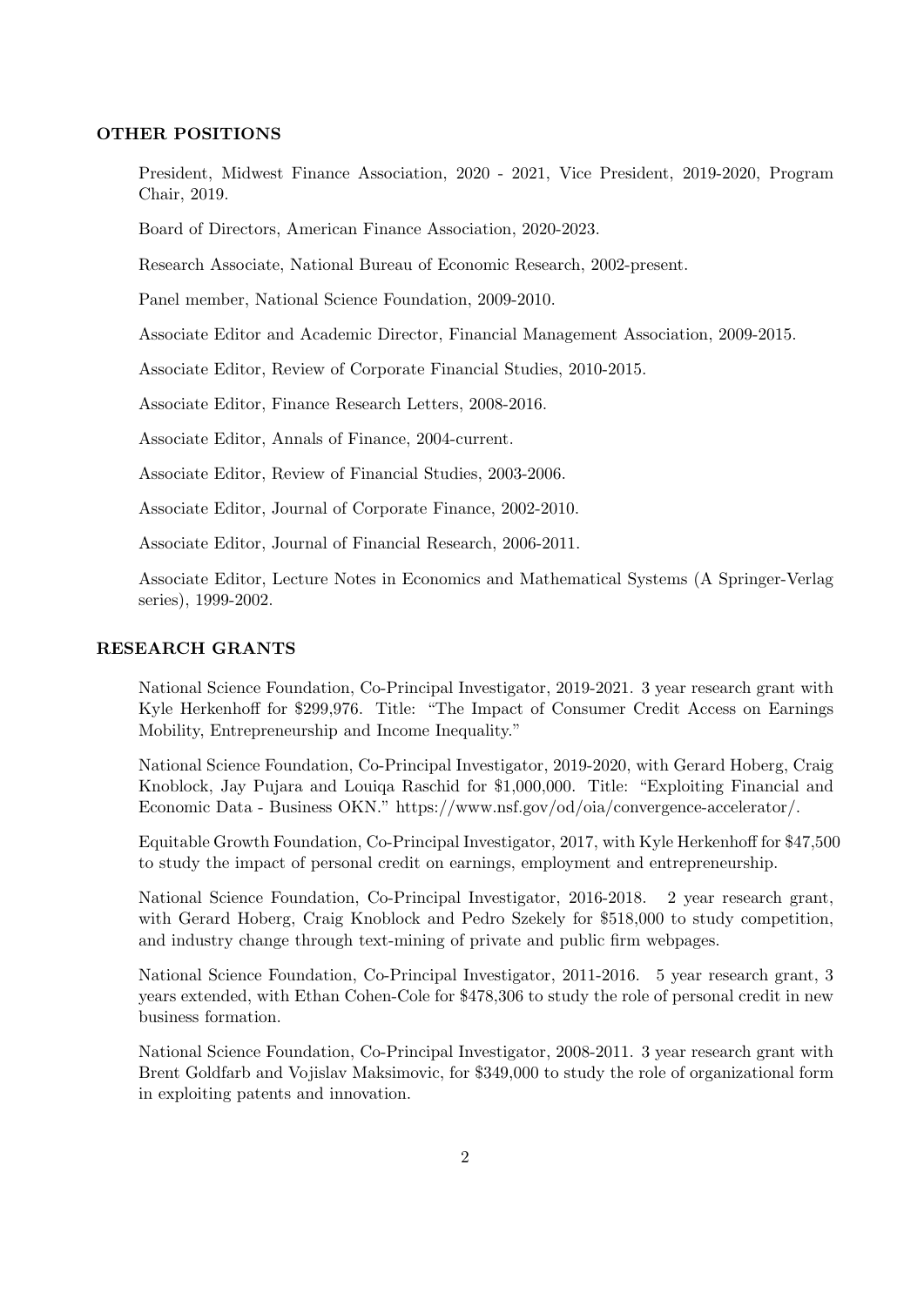## OTHER POSITIONS

President, Midwest Finance Association, 2020 - 2021, Vice President, 2019-2020, Program Chair, 2019.

Board of Directors, American Finance Association, 2020-2023.

Research Associate, National Bureau of Economic Research, 2002-present.

Panel member, National Science Foundation, 2009-2010.

Associate Editor and Academic Director, Financial Management Association, 2009-2015.

Associate Editor, Review of Corporate Financial Studies, 2010-2015.

Associate Editor, Finance Research Letters, 2008-2016.

Associate Editor, Annals of Finance, 2004-current.

Associate Editor, Review of Financial Studies, 2003-2006.

Associate Editor, Journal of Corporate Finance, 2002-2010.

Associate Editor, Journal of Financial Research, 2006-2011.

Associate Editor, Lecture Notes in Economics and Mathematical Systems (A Springer-Verlag series), 1999-2002.

## RESEARCH GRANTS

National Science Foundation, Co-Principal Investigator, 2019-2021. 3 year research grant with Kyle Herkenhoff for $299,976. Title: "The Impact of Consumer Credit Access on Earnings Mobility, Entrepreneurship and Income Inequality."

National Science Foundation, Co-Principal Investigator, 2019-2020, with Gerard Hoberg, Craig Knoblock, Jay Pujara and Louiqa Raschid for $1,000,000. Title: "Exploiting Financial and Economic Data - Business OKN." https://www.nsf.gov/od/oia/convergence-accelerator/.

Equitable Growth Foundation, Co-Principal Investigator, 2017, with Kyle Herkenhoff for $47,500 to study the impact of personal credit on earnings, employment and entrepreneurship.

National Science Foundation, Co-Principal Investigator, 2016-2018. 2 year research grant, with Gerard Hoberg, Craig Knoblock and Pedro Szekely for $518,000 to study competition, and industry change through text-mining of private and public firm webpages.

National Science Foundation, Co-Principal Investigator, 2011-2016. 5 year research grant, 3 years extended, with Ethan Cohen-Cole for $478,306 to study the role of personal credit in new business formation.

National Science Foundation, Co-Principal Investigator, 2008-2011. 3 year research grant with Brent Goldfarb and Vojislav Maksimovic, for $349,000 to study the role of organizational form in exploiting patents and innovation.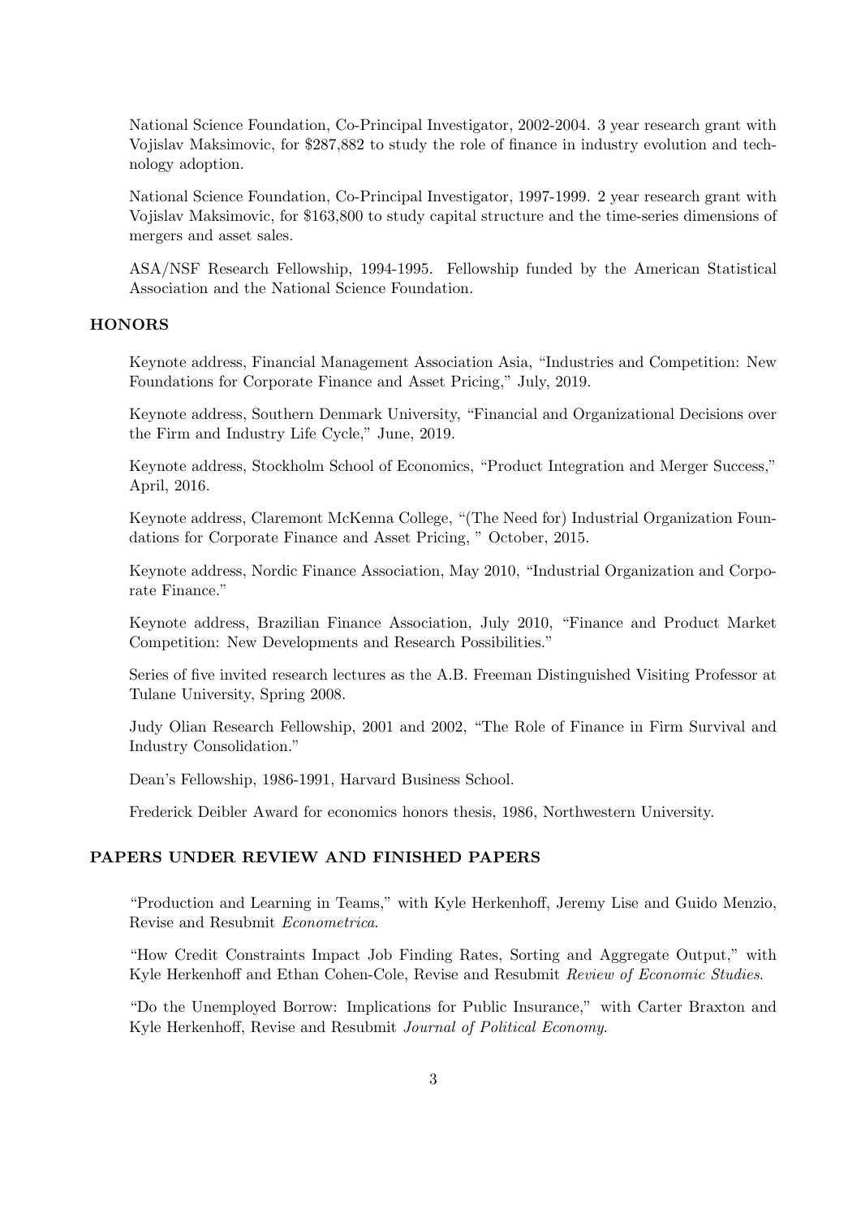National Science Foundation, Co-Principal Investigator, 2002-2004. 3 year research grant with Vojislav Maksimovic, for $287,882 to study the role of finance in industry evolution and technology adoption.

National Science Foundation, Co-Principal Investigator, 1997-1999. 2 year research grant with Vojislav Maksimovic, for $163,800 to study capital structure and the time-series dimensions of mergers and asset sales.

ASA/NSF Research Fellowship, 1994-1995. Fellowship funded by the American Statistical Association and the National Science Foundation.

## HONORS

Keynote address, Financial Management Association Asia, "Industries and Competition: New Foundations for Corporate Finance and Asset Pricing," July, 2019.

Keynote address, Southern Denmark University, "Financial and Organizational Decisions over the Firm and Industry Life Cycle," June, 2019.

Keynote address, Stockholm School of Economics, "Product Integration and Merger Success," April, 2016.

Keynote address, Claremont McKenna College, "(The Need for) Industrial Organization Foundations for Corporate Finance and Asset Pricing, " October, 2015.

Keynote address, Nordic Finance Association, May 2010, "Industrial Organization and Corporate Finance."

Keynote address, Brazilian Finance Association, July 2010, "Finance and Product Market Competition: New Developments and Research Possibilities."

Series of five invited research lectures as the A.B. Freeman Distinguished Visiting Professor at Tulane University, Spring 2008.

Judy Olian Research Fellowship, 2001 and 2002, "The Role of Finance in Firm Survival and Industry Consolidation."

Dean's Fellowship, 1986-1991, Harvard Business School.

Frederick Deibler Award for economics honors thesis, 1986, Northwestern University.

## PAPERS UNDER REVIEW AND FINISHED PAPERS

"Production and Learning in Teams," with Kyle Herkenhoff, Jeremy Lise and Guido Menzio, Revise and Resubmit *Econometrica*.

"How Credit Constraints Impact Job Finding Rates, Sorting and Aggregate Output," with Kyle Herkenhoff and Ethan Cohen-Cole, Revise and Resubmit *Review of Economic Studies*.

"Do the Unemployed Borrow: Implications for Public Insurance," with Carter Braxton and Kyle Herkenhoff, Revise and Resubmit *Journal of Political Economy*.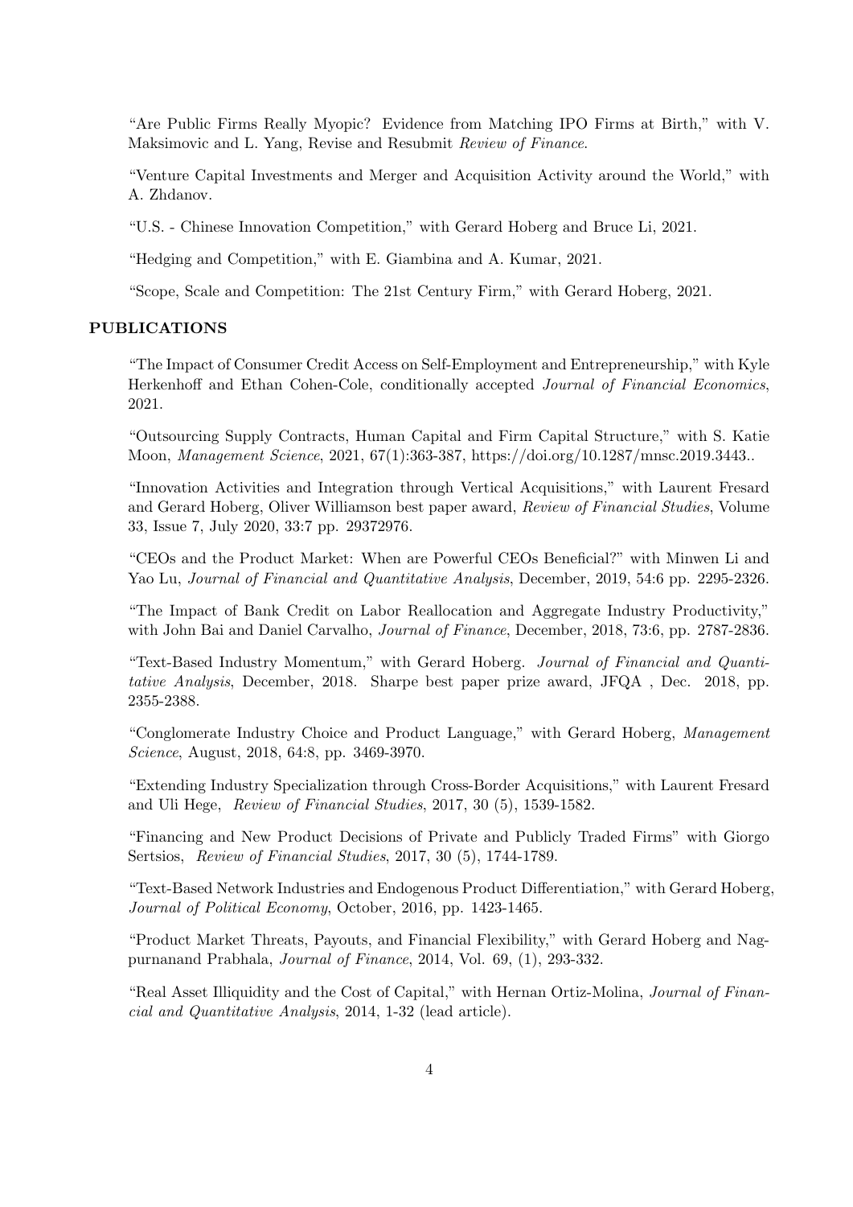"Are Public Firms Really Myopic? Evidence from Matching IPO Firms at Birth," with V. Maksimovic and L. Yang, Revise and Resubmit *Review of Finance*.

"Venture Capital Investments and Merger and Acquisition Activity around the World," with A. Zhdanov.

"U.S. - Chinese Innovation Competition," with Gerard Hoberg and Bruce Li, 2021.

"Hedging and Competition," with E. Giambina and A. Kumar, 2021.

"Scope, Scale and Competition: The 21st Century Firm," with Gerard Hoberg, 2021.

## PUBLICATIONS

"The Impact of Consumer Credit Access on Self-Employment and Entrepreneurship," with Kyle Herkenhoff and Ethan Cohen-Cole, conditionally accepted *Journal of Financial Economics*, 2021.

"Outsourcing Supply Contracts, Human Capital and Firm Capital Structure," with S. Katie Moon, *Management Science*, 2021, 67(1):363-387, https://doi.org/10.1287/mnsc.2019.3443..

"Innovation Activities and Integration through Vertical Acquisitions," with Laurent Fresard and Gerard Hoberg, Oliver Williamson best paper award, *Review of Financial Studies*, Volume 33, Issue 7, July 2020, 33:7 pp. 29372976.

"CEOs and the Product Market: When are Powerful CEOs Beneficial?" with Minwen Li and Yao Lu, *Journal of Financial and Quantitative Analysis*, December, 2019, 54:6 pp. 2295-2326.

"The Impact of Bank Credit on Labor Reallocation and Aggregate Industry Productivity," with John Bai and Daniel Carvalho, *Journal of Finance*, December, 2018, 73:6, pp. 2787-2836.

"Text-Based Industry Momentum," with Gerard Hoberg. *Journal of Financial and Quantitative Analysis*, December, 2018. Sharpe best paper prize award, JFQA , Dec. 2018, pp. 2355-2388.

"Conglomerate Industry Choice and Product Language," with Gerard Hoberg, *Management Science*, August, 2018, 64:8, pp. 3469-3970.

"Extending Industry Specialization through Cross-Border Acquisitions," with Laurent Fresard and Uli Hege, *Review of Financial Studies*, 2017, 30 (5), 1539-1582.

"Financing and New Product Decisions of Private and Publicly Traded Firms" with Giorgo Sertsios, *Review of Financial Studies*, 2017, 30 (5), 1744-1789.

"Text-Based Network Industries and Endogenous Product Differentiation," with Gerard Hoberg, *Journal of Political Economy*, October, 2016, pp. 1423-1465.

"Product Market Threats, Payouts, and Financial Flexibility," with Gerard Hoberg and Nagpurnanand Prabhala, *Journal of Finance*, 2014, Vol. 69, (1), 293-332.

"Real Asset Illiquidity and the Cost of Capital," with Hernan Ortiz-Molina, *Journal of Financial and Quantitative Analysis*, 2014, 1-32 (lead article).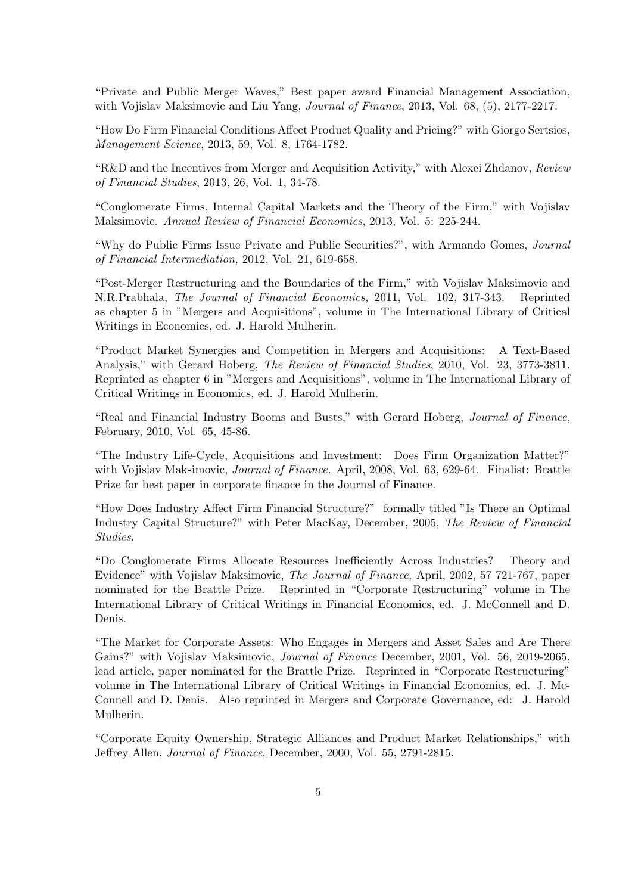"Private and Public Merger Waves," Best paper award Financial Management Association, with Vojislav Maksimovic and Liu Yang, *Journal of Finance*, 2013, Vol. 68, (5), 2177-2217.

"How Do Firm Financial Conditions Affect Product Quality and Pricing?" with Giorgo Sertsios, *Management Science*, 2013, 59, Vol. 8, 1764-1782.

"R&D and the Incentives from Merger and Acquisition Activity," with Alexei Zhdanov, *Review of Financial Studies*, 2013, 26, Vol. 1, 34-78.

"Conglomerate Firms, Internal Capital Markets and the Theory of the Firm," with Vojislav Maksimovic. *Annual Review of Financial Economics*, 2013, Vol. 5: 225-244.

"Why do Public Firms Issue Private and Public Securities?", with Armando Gomes, *Journal of Financial Intermediation,* 2012, Vol. 21, 619-658.

"Post-Merger Restructuring and the Boundaries of the Firm," with Vojislav Maksimovic and N.R.Prabhala, *The Journal of Financial Economics,* 2011, Vol. 102, 317-343. Reprinted as chapter 5 in "Mergers and Acquisitions", volume in The International Library of Critical Writings in Economics, ed. J. Harold Mulherin.

"Product Market Synergies and Competition in Mergers and Acquisitions: A Text-Based Analysis," with Gerard Hoberg, *The Review of Financial Studies*, 2010, Vol. 23, 3773-3811. Reprinted as chapter 6 in "Mergers and Acquisitions", volume in The International Library of Critical Writings in Economics, ed. J. Harold Mulherin.

"Real and Financial Industry Booms and Busts," with Gerard Hoberg, *Journal of Finance*, February, 2010, Vol. 65, 45-86.

"The Industry Life-Cycle, Acquisitions and Investment: Does Firm Organization Matter?" with Vojislav Maksimovic, *Journal of Finance*. April, 2008, Vol. 63, 629-64. Finalist: Brattle Prize for best paper in corporate finance in the Journal of Finance.

"How Does Industry Affect Firm Financial Structure?" formally titled "Is There an Optimal Industry Capital Structure?" with Peter MacKay, December, 2005, *The Review of Financial Studies*.

"Do Conglomerate Firms Allocate Resources Inefficiently Across Industries? Theory and Evidence" with Vojislav Maksimovic, *The Journal of Finance,* April, 2002, 57 721-767, paper nominated for the Brattle Prize. Reprinted in "Corporate Restructuring" volume in The International Library of Critical Writings in Financial Economics, ed. J. McConnell and D. Denis.

"The Market for Corporate Assets: Who Engages in Mergers and Asset Sales and Are There Gains?" with Vojislav Maksimovic, *Journal of Finance* December, 2001, Vol. 56, 2019-2065, lead article, paper nominated for the Brattle Prize. Reprinted in "Corporate Restructuring" volume in The International Library of Critical Writings in Financial Economics, ed. J. McConnell and D. Denis. Also reprinted in Mergers and Corporate Governance, ed: J. Harold Mulherin.

"Corporate Equity Ownership, Strategic Alliances and Product Market Relationships," with Jeffrey Allen, *Journal of Finance*, December, 2000, Vol. 55, 2791-2815.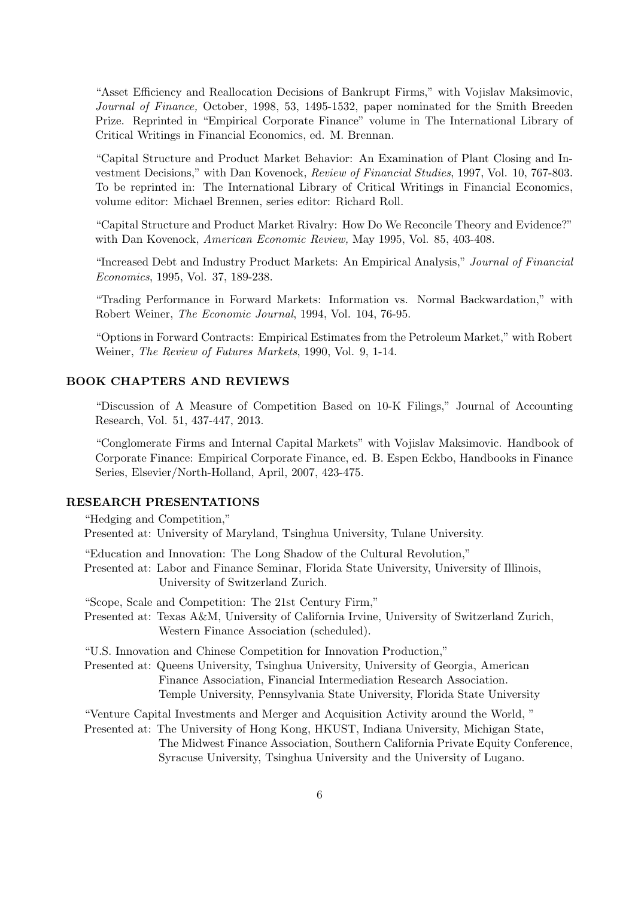"Asset Efficiency and Reallocation Decisions of Bankrupt Firms," with Vojislav Maksimovic, *Journal of Finance,* October, 1998, 53, 1495-1532, paper nominated for the Smith Breeden Prize. Reprinted in "Empirical Corporate Finance" volume in The International Library of Critical Writings in Financial Economics, ed. M. Brennan.

"Capital Structure and Product Market Behavior: An Examination of Plant Closing and Investment Decisions," with Dan Kovenock, *Review of Financial Studies*, 1997, Vol. 10, 767-803. To be reprinted in: The International Library of Critical Writings in Financial Economics, volume editor: Michael Brennen, series editor: Richard Roll.

"Capital Structure and Product Market Rivalry: How Do We Reconcile Theory and Evidence?" with Dan Kovenock, *American Economic Review,* May 1995, Vol. 85, 403-408.

"Increased Debt and Industry Product Markets: An Empirical Analysis," *Journal of Financial Economics*, 1995, Vol. 37, 189-238.

"Trading Performance in Forward Markets: Information vs. Normal Backwardation," with Robert Weiner, *The Economic Journal*, 1994, Vol. 104, 76-95.

"Options in Forward Contracts: Empirical Estimates from the Petroleum Market," with Robert Weiner, *The Review of Futures Markets*, 1990, Vol. 9, 1-14.

## BOOK CHAPTERS AND REVIEWS

"Discussion of A Measure of Competition Based on 10-K Filings," Journal of Accounting Research, Vol. 51, 437-447, 2013.

"Conglomerate Firms and Internal Capital Markets" with Vojislav Maksimovic. Handbook of Corporate Finance: Empirical Corporate Finance, ed. B. Espen Eckbo, Handbooks in Finance Series, Elsevier/North-Holland, April, 2007, 423-475.

## RESEARCH PRESENTATIONS

"Hedging and Competition,"
Presented at: University of Maryland, Tsinghua University, Tulane University.

"Education and Innovation: The Long Shadow of the Cultural Revolution,"
Presented at: Labor and Finance Seminar, Florida State University, University of Illinois, University of Switzerland Zurich.

"Scope, Scale and Competition: The 21st Century Firm,"
Presented at: Texas A&M, University of California Irvine, University of Switzerland Zurich, Western Finance Association (scheduled).

"U.S. Innovation and Chinese Competition for Innovation Production,"
Presented at: Queens University, Tsinghua University, University of Georgia, American Finance Association, Financial Intermediation Research Association. Temple University, Pennsylvania State University, Florida State University

"Venture Capital Investments and Merger and Acquisition Activity around the World, "
Presented at: The University of Hong Kong, HKUST, Indiana University, Michigan State, The Midwest Finance Association, Southern California Private Equity Conference, Syracuse University, Tsinghua University and the University of Lugano.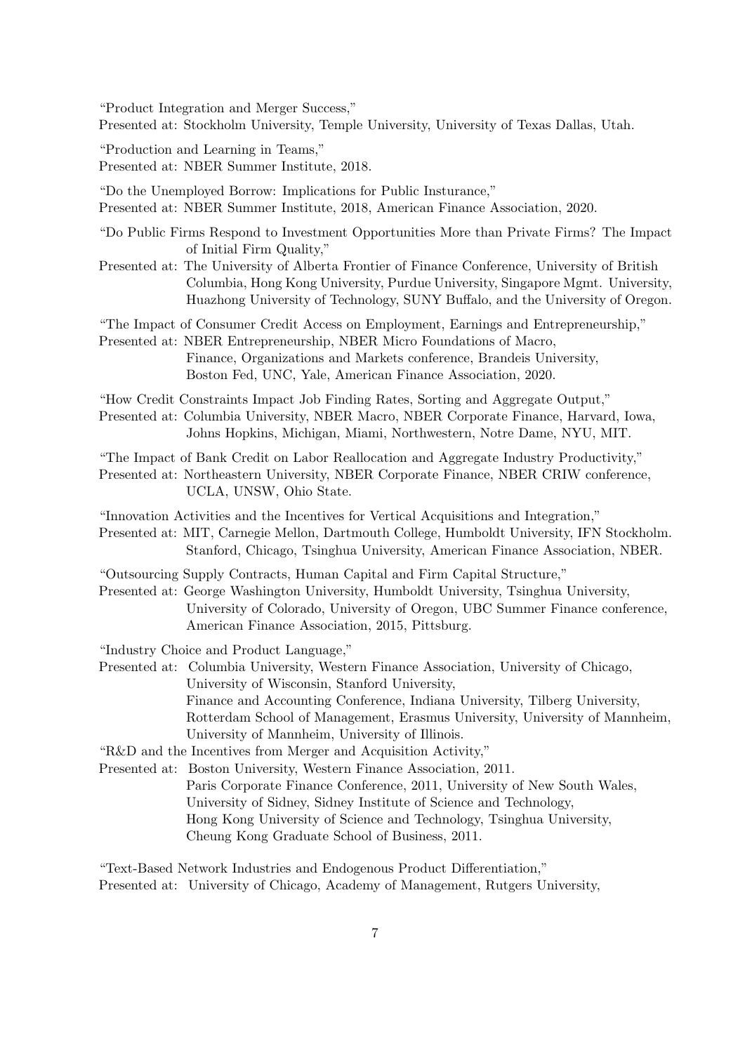"Product Integration and Merger Success,"
Presented at: Stockholm University, Temple University, University of Texas Dallas, Utah.

"Production and Learning in Teams,"
Presented at: NBER Summer Institute, 2018.

"Do the Unemployed Borrow: Implications for Public Insturance,"
Presented at: NBER Summer Institute, 2018, American Finance Association, 2020.

"Do Public Firms Respond to Investment Opportunities More than Private Firms? The Impact of Initial Firm Quality,"
Presented at: The University of Alberta Frontier of Finance Conference, University of British Columbia, Hong Kong University, Purdue University, Singapore Mgmt. University, Huazhong University of Technology, SUNY Buffalo, and the University of Oregon.

"The Impact of Consumer Credit Access on Employment, Earnings and Entrepreneurship,"
Presented at: NBER Entrepreneurship, NBER Micro Foundations of Macro, Finance, Organizations and Markets conference, Brandeis University, Boston Fed, UNC, Yale, American Finance Association, 2020.

"How Credit Constraints Impact Job Finding Rates, Sorting and Aggregate Output,"
Presented at: Columbia University, NBER Macro, NBER Corporate Finance, Harvard, Iowa, Johns Hopkins, Michigan, Miami, Northwestern, Notre Dame, NYU, MIT.

"The Impact of Bank Credit on Labor Reallocation and Aggregate Industry Productivity,"
Presented at: Northeastern University, NBER Corporate Finance, NBER CRIW conference, UCLA, UNSW, Ohio State.

"Innovation Activities and the Incentives for Vertical Acquisitions and Integration,"
Presented at: MIT, Carnegie Mellon, Dartmouth College, Humboldt University, IFN Stockholm. Stanford, Chicago, Tsinghua University, American Finance Association, NBER.

"Outsourcing Supply Contracts, Human Capital and Firm Capital Structure,"
Presented at: George Washington University, Humboldt University, Tsinghua University, University of Colorado, University of Oregon, UBC Summer Finance conference, American Finance Association, 2015, Pittsburg.

"Industry Choice and Product Language,"
Presented at: Columbia University, Western Finance Association, University of Chicago, University of Wisconsin, Stanford University, Finance and Accounting Conference, Indiana University, Tilberg University, Rotterdam School of Management, Erasmus University, University of Mannheim, University of Mannheim, University of Illinois.

"R&D and the Incentives from Merger and Acquisition Activity,"
Presented at: Boston University, Western Finance Association, 2011. Paris Corporate Finance Conference, 2011, University of New South Wales, University of Sidney, Sidney Institute of Science and Technology, Hong Kong University of Science and Technology, Tsinghua University, Cheung Kong Graduate School of Business, 2011.

"Text-Based Network Industries and Endogenous Product Differentiation,"
Presented at: University of Chicago, Academy of Management, Rutgers University,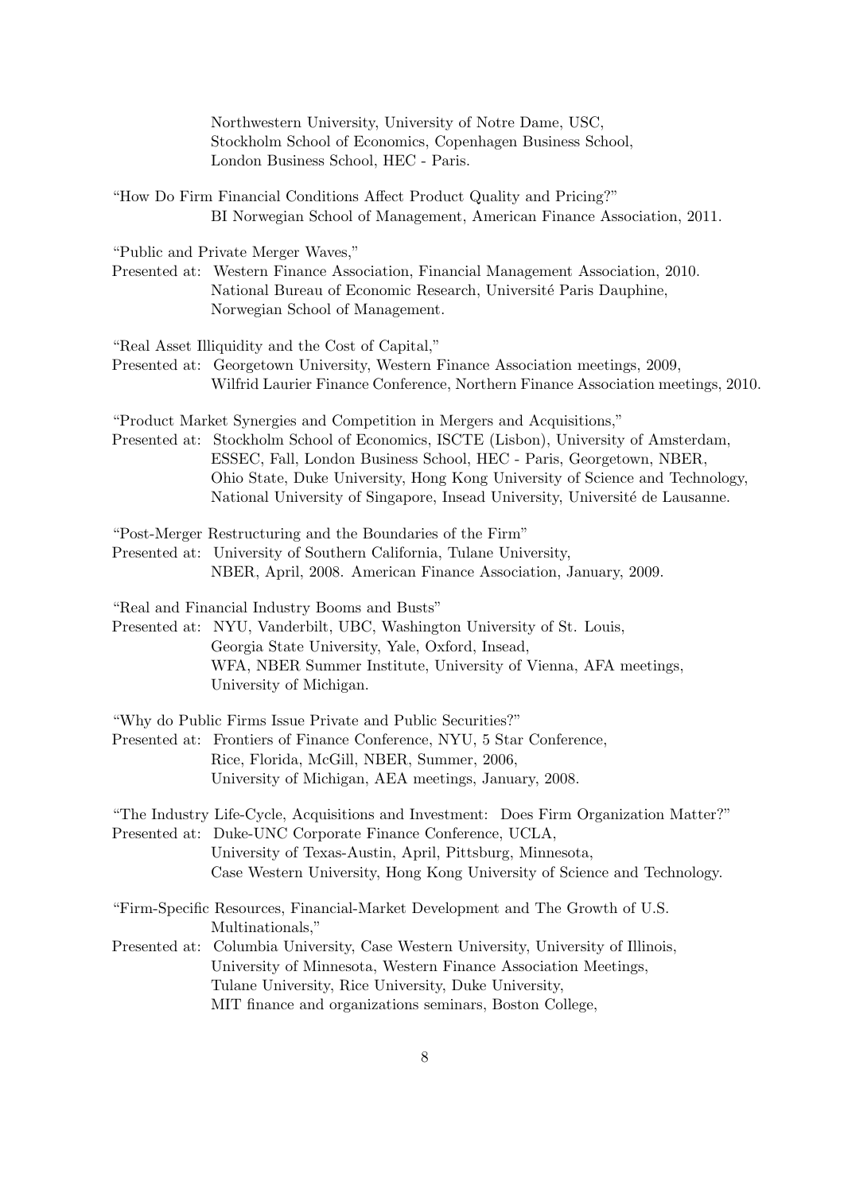Northwestern University, University of Notre Dame, USC,
Stockholm School of Economics, Copenhagen Business School,
London Business School, HEC - Paris.

"How Do Firm Financial Conditions Affect Product Quality and Pricing?"
BI Norwegian School of Management, American Finance Association, 2011.

"Public and Private Merger Waves,"
Presented at: Western Finance Association, Financial Management Association, 2010.
National Bureau of Economic Research, Université Paris Dauphine,
Norwegian School of Management.

"Real Asset Illiquidity and the Cost of Capital,"
Presented at: Georgetown University, Western Finance Association meetings, 2009,
Wilfrid Laurier Finance Conference, Northern Finance Association meetings, 2010.

"Product Market Synergies and Competition in Mergers and Acquisitions,"
Presented at: Stockholm School of Economics, ISCTE (Lisbon), University of Amsterdam,
ESSEC, Fall, London Business School, HEC - Paris, Georgetown, NBER,
Ohio State, Duke University, Hong Kong University of Science and Technology,
National University of Singapore, Insead University, Université de Lausanne.

"Post-Merger Restructuring and the Boundaries of the Firm"
Presented at: University of Southern California, Tulane University,
NBER, April, 2008. American Finance Association, January, 2009.

"Real and Financial Industry Booms and Busts"
Presented at: NYU, Vanderbilt, UBC, Washington University of St. Louis,
Georgia State University, Yale, Oxford, Insead,
WFA, NBER Summer Institute, University of Vienna, AFA meetings,
University of Michigan.

"Why do Public Firms Issue Private and Public Securities?"
Presented at: Frontiers of Finance Conference, NYU, 5 Star Conference,
Rice, Florida, McGill, NBER, Summer, 2006,
University of Michigan, AEA meetings, January, 2008.

"The Industry Life-Cycle, Acquisitions and Investment: Does Firm Organization Matter?"
Presented at: Duke-UNC Corporate Finance Conference, UCLA,
University of Texas-Austin, April, Pittsburg, Minnesota,
Case Western University, Hong Kong University of Science and Technology.

"Firm-Specific Resources, Financial-Market Development and The Growth of U.S. Multinationals,"
Presented at: Columbia University, Case Western University, University of Illinois,
University of Minnesota, Western Finance Association Meetings,
Tulane University, Rice University, Duke University,
MIT finance and organizations seminars, Boston College,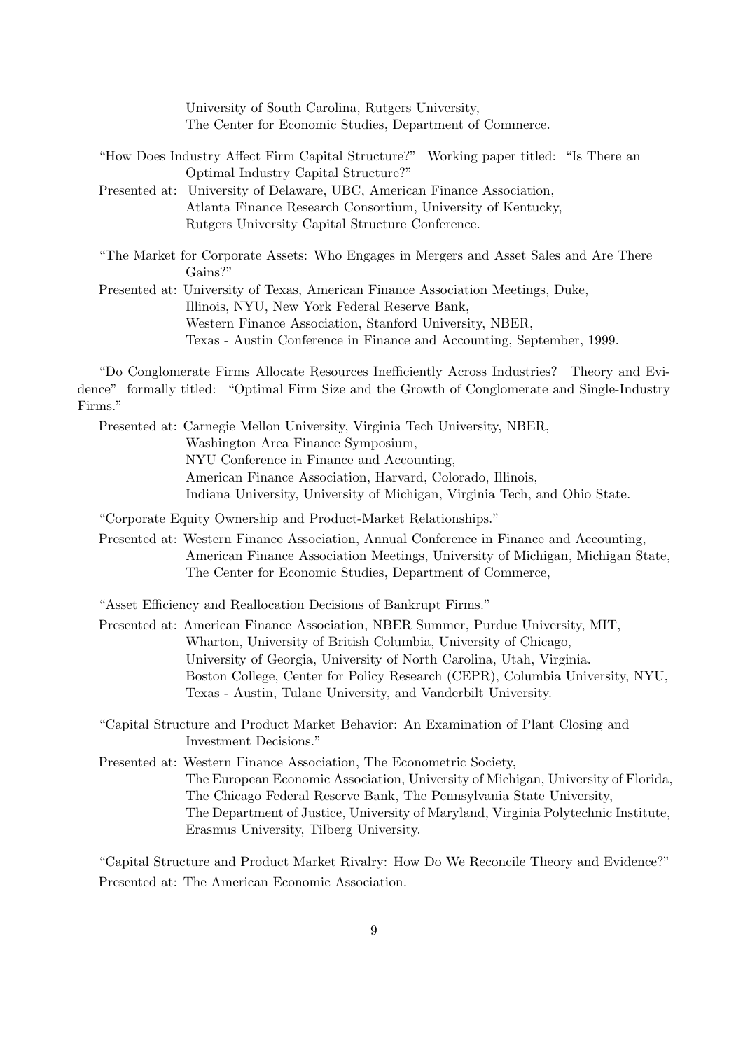University of South Carolina, Rutgers University,
The Center for Economic Studies, Department of Commerce.

"How Does Industry Affect Firm Capital Structure?" Working paper titled: "Is There an Optimal Industry Capital Structure?"

Presented at: University of Delaware, UBC, American Finance Association,
Atlanta Finance Research Consortium, University of Kentucky,
Rutgers University Capital Structure Conference.

"The Market for Corporate Assets: Who Engages in Mergers and Asset Sales and Are There Gains?"

Presented at: University of Texas, American Finance Association Meetings, Duke,
Illinois, NYU, New York Federal Reserve Bank,
Western Finance Association, Stanford University, NBER,
Texas - Austin Conference in Finance and Accounting, September, 1999.

"Do Conglomerate Firms Allocate Resources Inefficiently Across Industries? Theory and Evidence" formally titled: "Optimal Firm Size and the Growth of Conglomerate and Single-Industry Firms."

Presented at: Carnegie Mellon University, Virginia Tech University, NBER,
Washington Area Finance Symposium,
NYU Conference in Finance and Accounting,
American Finance Association, Harvard, Colorado, Illinois,
Indiana University, University of Michigan, Virginia Tech, and Ohio State.

"Corporate Equity Ownership and Product-Market Relationships."

Presented at: Western Finance Association, Annual Conference in Finance and Accounting,
American Finance Association Meetings, University of Michigan, Michigan State,
The Center for Economic Studies, Department of Commerce,

"Asset Efficiency and Reallocation Decisions of Bankrupt Firms."

Presented at: American Finance Association, NBER Summer, Purdue University, MIT,
Wharton, University of British Columbia, University of Chicago,
University of Georgia, University of North Carolina, Utah, Virginia.
Boston College, Center for Policy Research (CEPR), Columbia University, NYU,
Texas - Austin, Tulane University, and Vanderbilt University.

"Capital Structure and Product Market Behavior: An Examination of Plant Closing and Investment Decisions."

Presented at: Western Finance Association, The Econometric Society,
The European Economic Association, University of Michigan, University of Florida,
The Chicago Federal Reserve Bank, The Pennsylvania State University,
The Department of Justice, University of Maryland, Virginia Polytechnic Institute,
Erasmus University, Tilberg University.

"Capital Structure and Product Market Rivalry: How Do We Reconcile Theory and Evidence?"

Presented at: The American Economic Association.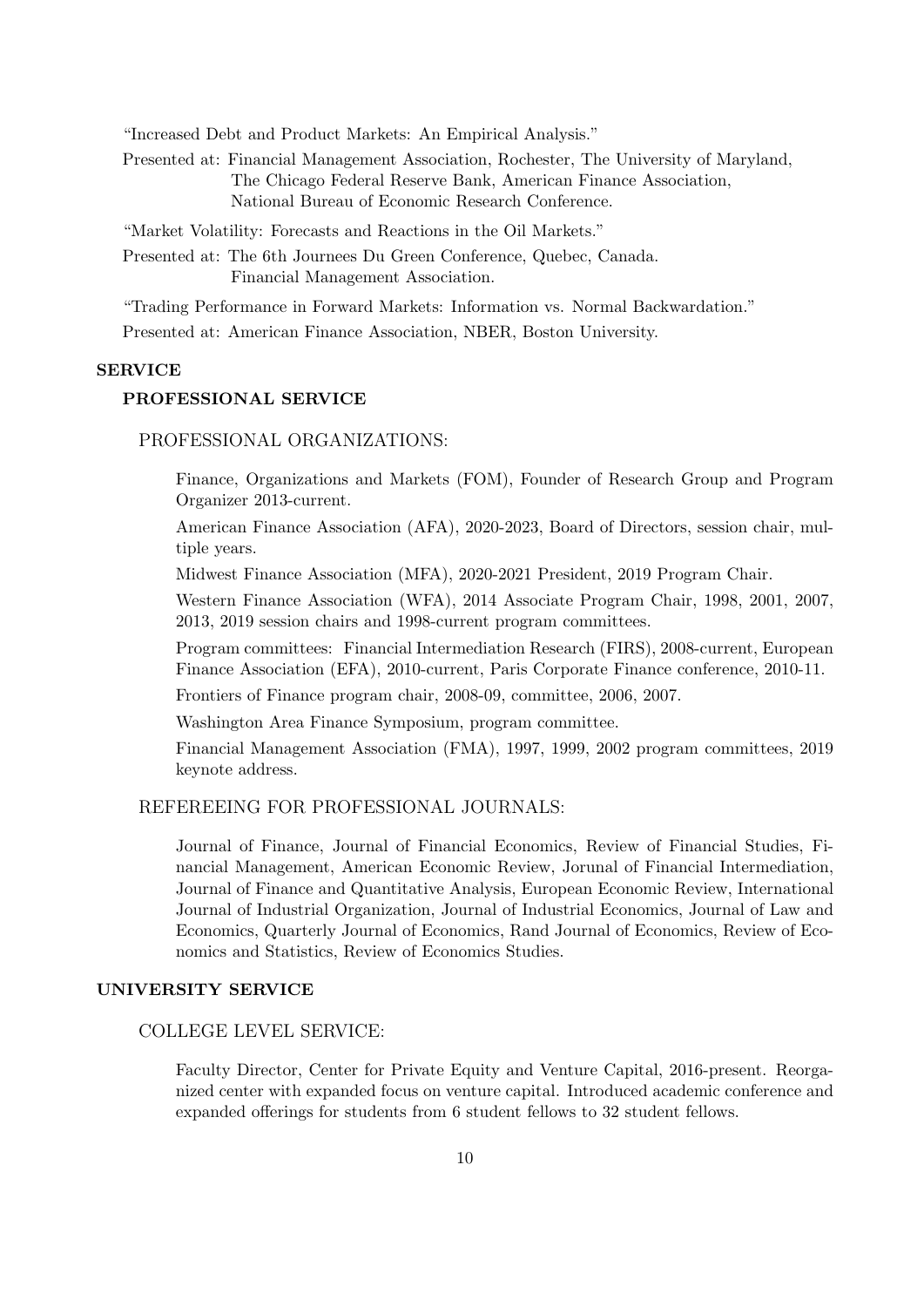"Increased Debt and Product Markets: An Empirical Analysis."

Presented at: Financial Management Association, Rochester, The University of Maryland, The Chicago Federal Reserve Bank, American Finance Association, National Bureau of Economic Research Conference.

"Market Volatility: Forecasts and Reactions in the Oil Markets."

Presented at: The 6th Journees Du Green Conference, Quebec, Canada. Financial Management Association.

"Trading Performance in Forward Markets: Information vs. Normal Backwardation."

Presented at: American Finance Association, NBER, Boston University.

## SERVICE

### PROFESSIONAL SERVICE

#### PROFESSIONAL ORGANIZATIONS:

Finance, Organizations and Markets (FOM), Founder of Research Group and Program Organizer 2013-current.

American Finance Association (AFA), 2020-2023, Board of Directors, session chair, multiple years.

Midwest Finance Association (MFA), 2020-2021 President, 2019 Program Chair.

Western Finance Association (WFA), 2014 Associate Program Chair, 1998, 2001, 2007, 2013, 2019 session chairs and 1998-current program committees.

Program committees: Financial Intermediation Research (FIRS), 2008-current, European Finance Association (EFA), 2010-current, Paris Corporate Finance conference, 2010-11.

Frontiers of Finance program chair, 2008-09, committee, 2006, 2007.

Washington Area Finance Symposium, program committee.

Financial Management Association (FMA), 1997, 1999, 2002 program committees, 2019 keynote address.

#### REFEREEING FOR PROFESSIONAL JOURNALS:

Journal of Finance, Journal of Financial Economics, Review of Financial Studies, Financial Management, American Economic Review, Jorunal of Financial Intermediation, Journal of Finance and Quantitative Analysis, European Economic Review, International Journal of Industrial Organization, Journal of Industrial Economics, Journal of Law and Economics, Quarterly Journal of Economics, Rand Journal of Economics, Review of Economics and Statistics, Review of Economics Studies.

### UNIVERSITY SERVICE

#### COLLEGE LEVEL SERVICE:

Faculty Director, Center for Private Equity and Venture Capital, 2016-present. Reorganized center with expanded focus on venture capital. Introduced academic conference and expanded offerings for students from 6 student fellows to 32 student fellows.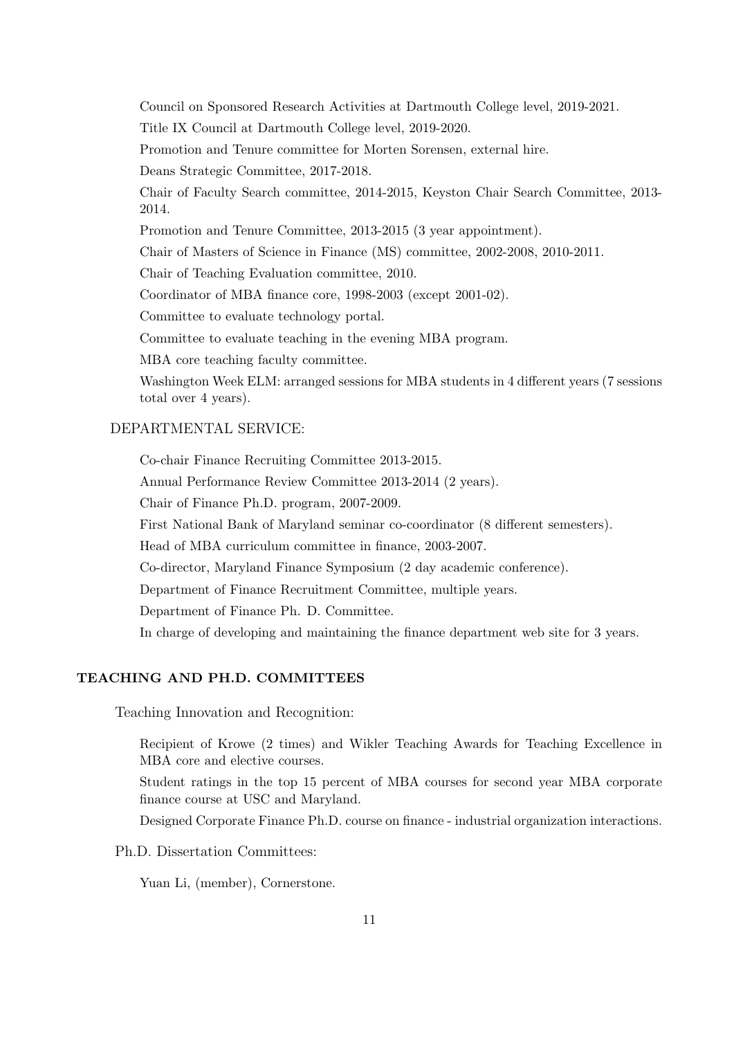Council on Sponsored Research Activities at Dartmouth College level, 2019-2021.

Title IX Council at Dartmouth College level, 2019-2020.

Promotion and Tenure committee for Morten Sorensen, external hire.

Deans Strategic Committee, 2017-2018.

Chair of Faculty Search committee, 2014-2015, Keyston Chair Search Committee, 2013-2014.

Promotion and Tenure Committee, 2013-2015 (3 year appointment).

Chair of Masters of Science in Finance (MS) committee, 2002-2008, 2010-2011.

Chair of Teaching Evaluation committee, 2010.

Coordinator of MBA finance core, 1998-2003 (except 2001-02).

Committee to evaluate technology portal.

Committee to evaluate teaching in the evening MBA program.

MBA core teaching faculty committee.

Washington Week ELM: arranged sessions for MBA students in 4 different years (7 sessions total over 4 years).

DEPARTMENTAL SERVICE:

Co-chair Finance Recruiting Committee 2013-2015.

Annual Performance Review Committee 2013-2014 (2 years).

Chair of Finance Ph.D. program, 2007-2009.

First National Bank of Maryland seminar co-coordinator (8 different semesters).

Head of MBA curriculum committee in finance, 2003-2007.

Co-director, Maryland Finance Symposium (2 day academic conference).

Department of Finance Recruitment Committee, multiple years.

Department of Finance Ph. D. Committee.

In charge of developing and maintaining the finance department web site for 3 years.

## TEACHING AND PH.D. COMMITTEES

Teaching Innovation and Recognition:

Recipient of Krowe (2 times) and Wikler Teaching Awards for Teaching Excellence in MBA core and elective courses.

Student ratings in the top 15 percent of MBA courses for second year MBA corporate finance course at USC and Maryland.

Designed Corporate Finance Ph.D. course on finance - industrial organization interactions.

Ph.D. Dissertation Committees:

Yuan Li, (member), Cornerstone.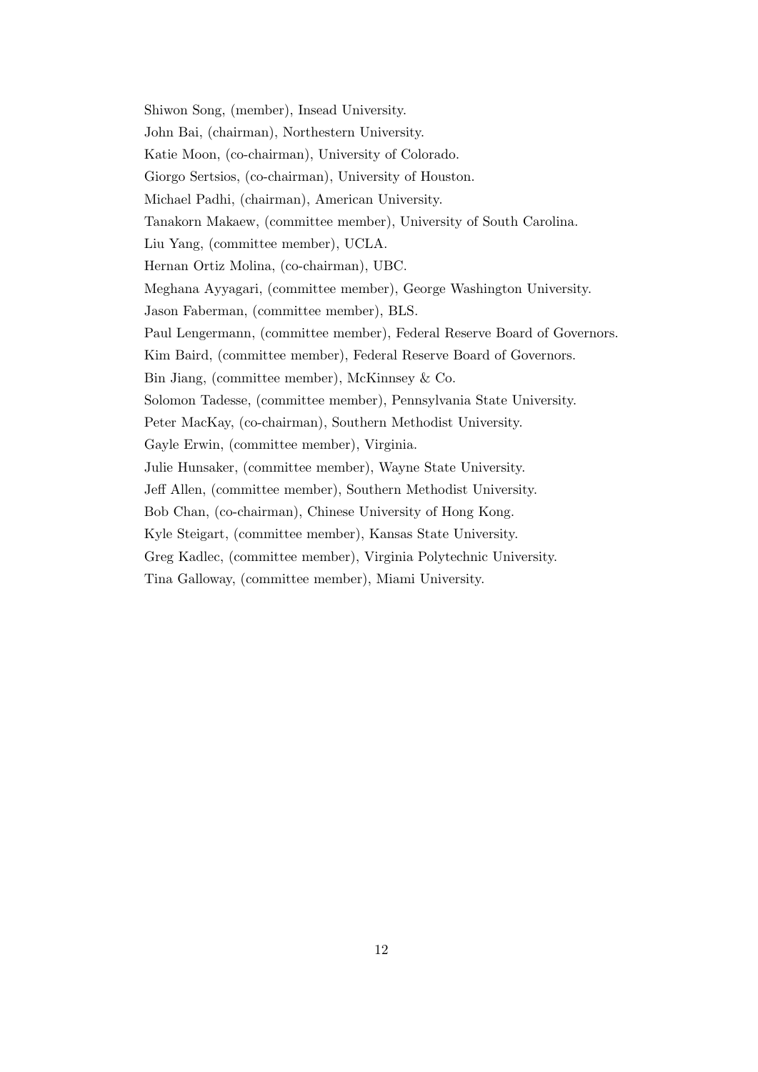Shiwon Song, (member), Insead University.

John Bai, (chairman), Northestern University.

Katie Moon, (co-chairman), University of Colorado.

Giorgo Sertsios, (co-chairman), University of Houston.

Michael Padhi, (chairman), American University.

Tanakorn Makaew, (committee member), University of South Carolina.

Liu Yang, (committee member), UCLA.

Hernan Ortiz Molina, (co-chairman), UBC.

Meghana Ayyagari, (committee member), George Washington University.

Jason Faberman, (committee member), BLS.

Paul Lengermann, (committee member), Federal Reserve Board of Governors.

Kim Baird, (committee member), Federal Reserve Board of Governors.

Bin Jiang, (committee member), McKinnsey & Co.

Solomon Tadesse, (committee member), Pennsylvania State University.

Peter MacKay, (co-chairman), Southern Methodist University.

Gayle Erwin, (committee member), Virginia.

Julie Hunsaker, (committee member), Wayne State University.

Jeff Allen, (committee member), Southern Methodist University.

Bob Chan, (co-chairman), Chinese University of Hong Kong.

Kyle Steigart, (committee member), Kansas State University.

Greg Kadlec, (committee member), Virginia Polytechnic University.

Tina Galloway, (committee member), Miami University.